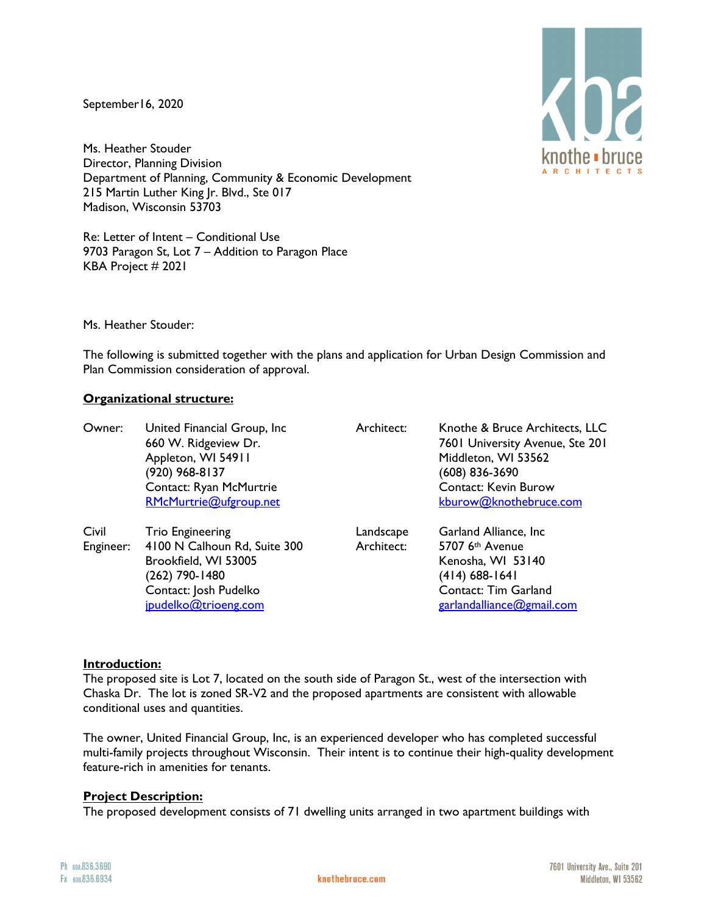September16, 2020

Ms. Heather Stouder
Director, Planning Division
Department of Planning, Community & Economic Development
215 Martin Luther King Jr. Blvd., Ste 017
Madison, Wisconsin 53703

Re: Letter of Intent – Conditional Use
9703 Paragon St, Lot 7 – Addition to Paragon Place
KBA Project # 2021

Ms. Heather Stouder:

The following is submitted together with the plans and application for Urban Design Commission and Plan Commission consideration of approval.

**Organizational structure:**

| | | | |
|---|---|---|---|
| Owner: | United Financial Group, Inc<br>660 W. Ridgeview Dr.<br>Appleton, WI 54911<br>(920) 968-8137<br>Contact: Ryan McMurtrie<br>RMcMurtrie@ufgroup.net | Architect: | Knothe & Bruce Architects, LLC<br>7601 University Avenue, Ste 201<br>Middleton, WI 53562<br>(608) 836-3690<br>Contact: Kevin Burow<br>kburow@knothebruce.com |
| Civil Engineer: | Trio Engineering<br>4100 N Calhoun Rd, Suite 300<br>Brookfield, WI 53005<br>(262) 790-1480<br>Contact: Josh Pudelko<br>jpudelko@trioeng.com | Landscape Architect: | Garland Alliance, Inc<br>5707 6th Avenue<br>Kenosha, WI 53140<br>(414) 688-1641<br>Contact: Tim Garland<br>garlandalliance@gmail.com |

**Introduction:**
The proposed site is Lot 7, located on the south side of Paragon St., west of the intersection with Chaska Dr. The lot is zoned SR-V2 and the proposed apartments are consistent with allowable conditional uses and quantities.

The owner, United Financial Group, Inc, is an experienced developer who has completed successful multi-family projects throughout Wisconsin. Their intent is to continue their high-quality development feature-rich in amenities for tenants.

**Project Description:**
The proposed development consists of 71 dwelling units arranged in two apartment buildings with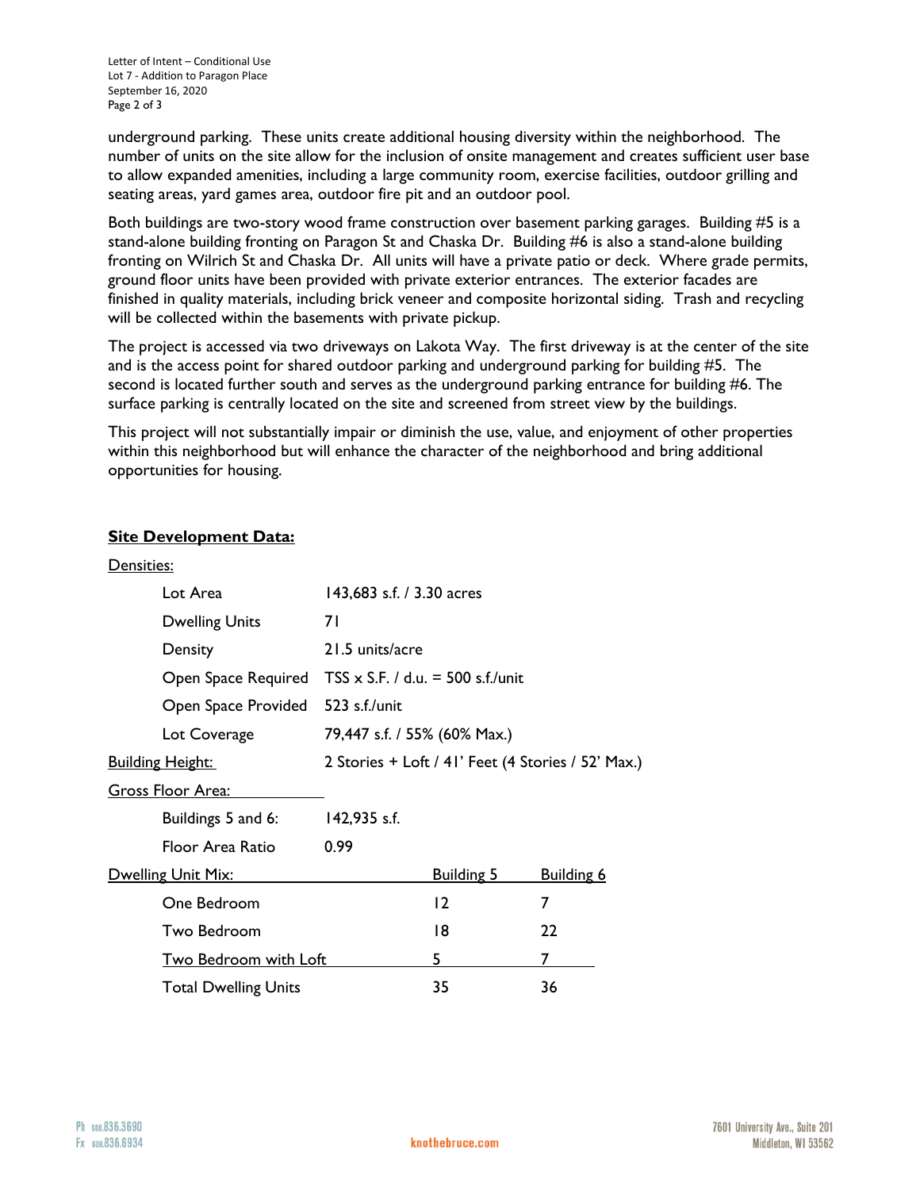underground parking. These units create additional housing diversity within the neighborhood. The number of units on the site allow for the inclusion of onsite management and creates sufficient user base to allow expanded amenities, including a large community room, exercise facilities, outdoor grilling and seating areas, yard games area, outdoor fire pit and an outdoor pool.

Both buildings are two-story wood frame construction over basement parking garages. Building #5 is a stand-alone building fronting on Paragon St and Chaska Dr. Building #6 is also a stand-alone building fronting on Wilrich St and Chaska Dr. All units will have a private patio or deck. Where grade permits, ground floor units have been provided with private exterior entrances. The exterior facades are finished in quality materials, including brick veneer and composite horizontal siding. Trash and recycling will be collected within the basements with private pickup.

The project is accessed via two driveways on Lakota Way. The first driveway is at the center of the site and is the access point for shared outdoor parking and underground parking for building #5. The second is located further south and serves as the underground parking entrance for building #6. The surface parking is centrally located on the site and screened from street view by the buildings.

This project will not substantially impair or diminish the use, value, and enjoyment of other properties within this neighborhood but will enhance the character of the neighborhood and bring additional opportunities for housing.

**Site Development Data:**

Densities:

| | |
|---|---|
| Lot Area | 143,683 s.f. / 3.30 acres |
| Dwelling Units | 71 |
| Density | 21.5 units/acre |
| Open Space Required | TSS x S.F. / d.u. = 500 s.f./unit |
| Open Space Provided | 523 s.f./unit |
| Lot Coverage | 79,447 s.f. / 55% (60% Max.) |

Building Height: 2 Stories + Loft / 41' Feet (4 Stories / 52' Max.)

Gross Floor Area:

| | |
|---|---|
| Buildings 5 and 6: | 142,935 s.f. |
| Floor Area Ratio | 0.99 |

Dwelling Unit Mix:

| | Building 5 | Building 6 |
|---|---|---|
| One Bedroom | 12 | 7 |
| Two Bedroom | 18 | 22 |
| Two Bedroom with Loft | 5 | 7 |
| Total Dwelling Units | 35 | 36 |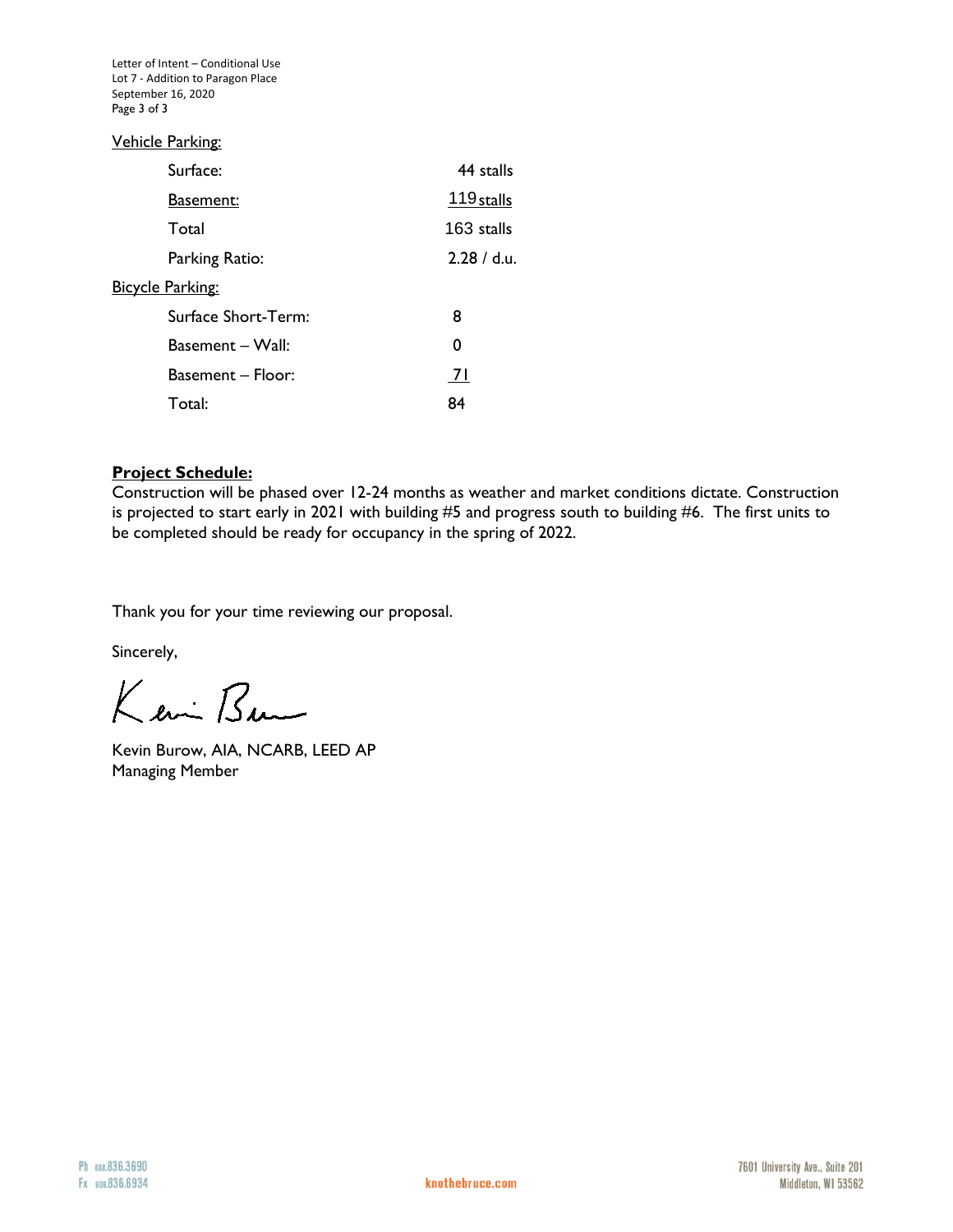Vehicle Parking:

| | |
|---|---|
| Surface: | 44 stalls |
| Basement: | 119 stalls |
| Total | 163 stalls |
| Parking Ratio: | 2.28 / d.u. |

Bicycle Parking:

| | |
|---|---|
| Surface Short-Term: | 8 |
| Basement – Wall: | 0 |
| Basement – Floor: | 71 |
| Total: | 84 |

**Project Schedule:**

Construction will be phased over 12-24 months as weather and market conditions dictate. Construction is projected to start early in 2021 with building #5 and progress south to building #6. The first units to be completed should be ready for occupancy in the spring of 2022.

Thank you for your time reviewing our proposal.

Sincerely,

Kevin Burow, AIA, NCARB, LEED AP
Managing Member